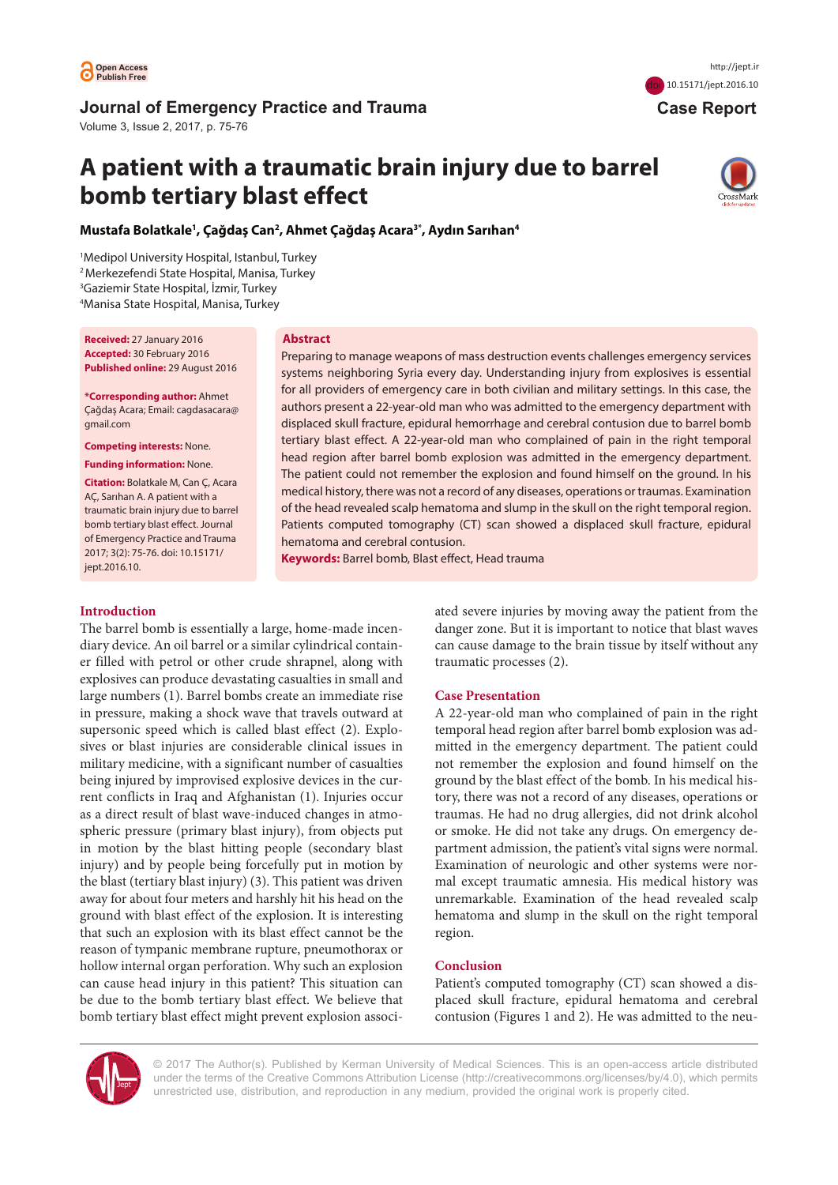Open Access Publish Free

http://jept.ir

doi 10.15171/jept.2016.10

**Journal of Emergency Practice and Trauma**
Volume 3, Issue 2, 2017, p. 75-76

**Case Report**

# A patient with a traumatic brain injury due to barrel bomb tertiary blast effect

**Mustafa Bolatkale[1], Çağdaş Can[2], Ahmet Çağdaş Acara[3*], Aydın Sarıhan[4]**

[1]Medipol University Hospital, Istanbul, Turkey
[2]Merkezefendi State Hospital, Manisa, Turkey
[3]Gaziemir State Hospital, İzmir, Turkey
[4]Manisa State Hospital, Manisa, Turkey

**Received:** 27 January 2016
**Accepted:** 30 February 2016
**Published online:** 29 August 2016

**\*Corresponding author:** Ahmet Çağdaş Acara; Email: cagdasacara@gmail.com

**Competing interests:** None.

**Funding information:** None.

**Citation:** Bolatkale M, Can Ç, Acara AÇ, Sarıhan A. A patient with a traumatic brain injury due to barrel bomb tertiary blast effect. Journal of Emergency Practice and Trauma 2017; 3(2): 75-76. doi: 10.15171/jept.2016.10.

## Abstract

Preparing to manage weapons of mass destruction events challenges emergency services systems neighboring Syria every day. Understanding injury from explosives is essential for all providers of emergency care in both civilian and military settings. In this case, the authors present a 22-year-old man who was admitted to the emergency department with displaced skull fracture, epidural hemorrhage and cerebral contusion due to barrel bomb tertiary blast effect. A 22-year-old man who complained of pain in the right temporal head region after barrel bomb explosion was admitted in the emergency department. The patient could not remember the explosion and found himself on the ground. In his medical history, there was not a record of any diseases, operations or traumas. Examination of the head revealed scalp hematoma and slump in the skull on the right temporal region. Patients computed tomography (CT) scan showed a displaced skull fracture, epidural hematoma and cerebral contusion.

**Keywords:** Barrel bomb, Blast effect, Head trauma

## Introduction

The barrel bomb is essentially a large, home-made incendiary device. An oil barrel or a similar cylindrical container filled with petrol or other crude shrapnel, along with explosives can produce devastating casualties in small and large numbers (1). Barrel bombs create an immediate rise in pressure, making a shock wave that travels outward at supersonic speed which is called blast effect (2). Explosives or blast injuries are considerable clinical issues in military medicine, with a significant number of casualties being injured by improvised explosive devices in the current conflicts in Iraq and Afghanistan (1). Injuries occur as a direct result of blast wave-induced changes in atmospheric pressure (primary blast injury), from objects put in motion by the blast hitting people (secondary blast injury) and by people being forcefully put in motion by the blast (tertiary blast injury) (3). This patient was driven away for about four meters and harshly hit his head on the ground with blast effect of the explosion. It is interesting that such an explosion with its blast effect cannot be the reason of tympanic membrane rupture, pneumothorax or hollow internal organ perforation. Why such an explosion can cause head injury in this patient? This situation can be due to the bomb tertiary blast effect. We believe that bomb tertiary blast effect might prevent explosion associated severe injuries by moving away the patient from the danger zone. But it is important to notice that blast waves can cause damage to the brain tissue by itself without any traumatic processes (2).

## Case Presentation

A 22-year-old man who complained of pain in the right temporal head region after barrel bomb explosion was admitted in the emergency department. The patient could not remember the explosion and found himself on the ground by the blast effect of the bomb. In his medical history, there was not a record of any diseases, operations or traumas. He had no drug allergies, did not drink alcohol or smoke. He did not take any drugs. On emergency department admission, the patient's vital signs were normal. Examination of neurologic and other systems were normal except traumatic amnesia. His medical history was unremarkable. Examination of the head revealed scalp hematoma and slump in the skull on the right temporal region.

## Conclusion

Patient's computed tomography (CT) scan showed a displaced skull fracture, epidural hematoma and cerebral contusion (Figures 1 and 2). He was admitted to the neu-

© 2017 The Author(s). Published by Kerman University of Medical Sciences. This is an open-access article distributed under the terms of the Creative Commons Attribution License (http://creativecommons.org/licenses/by/4.0), which permits unrestricted use, distribution, and reproduction in any medium, provided the original work is properly cited.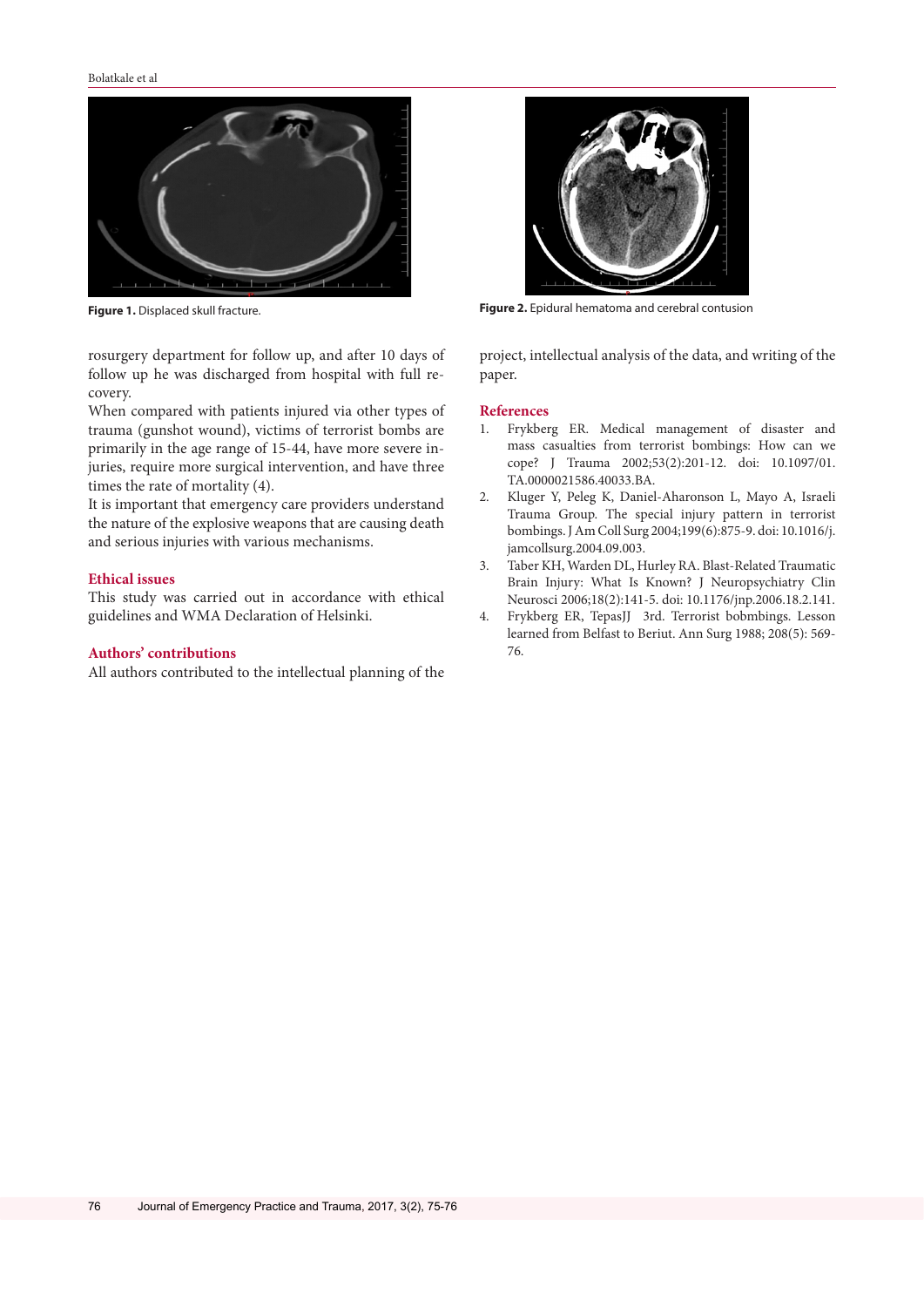Figure 1. Displaced skull fracture.

Figure 2. Epidural hematoma and cerebral contusion

rosurgery department for follow up, and after 10 days of follow up he was discharged from hospital with full recovery.

When compared with patients injured via other types of trauma (gunshot wound), victims of terrorist bombs are primarily in the age range of 15-44, have more severe injuries, require more surgical intervention, and have three times the rate of mortality (4).

It is important that emergency care providers understand the nature of the explosive weapons that are causing death and serious injuries with various mechanisms.

## Ethical issues

This study was carried out in accordance with ethical guidelines and WMA Declaration of Helsinki.

## Authors' contributions

All authors contributed to the intellectual planning of the project, intellectual analysis of the data, and writing of the paper.

## References

1. Frykberg ER. Medical management of disaster and mass casualties from terrorist bombings: How can we cope? J Trauma 2002;53(2):201-12. doi: 10.1097/01.TA.0000021586.40033.BA.
2. Kluger Y, Peleg K, Daniel-Aharonson L, Mayo A, Israeli Trauma Group. The special injury pattern in terrorist bombings. J Am Coll Surg 2004;199(6):875-9. doi: 10.1016/j.jamcollsurg.2004.09.003.
3. Taber KH, Warden DL, Hurley RA. Blast-Related Traumatic Brain Injury: What Is Known? J Neuropsychiatry Clin Neurosci 2006;18(2):141-5. doi: 10.1176/jnp.2006.18.2.141.
4. Frykberg ER, TepasJJ 3rd. Terrorist bobmbings. Lesson learned from Belfast to Beriut. Ann Surg 1988; 208(5): 569-76.